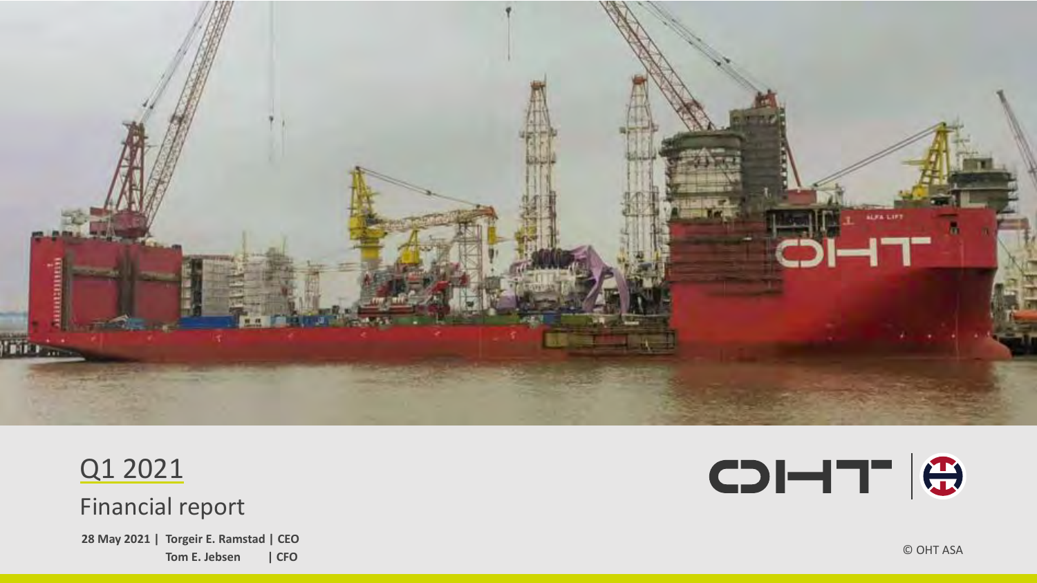# Q1 2021

## Financial report

**28 May 2021 | Torgeir E. Ramstad | CEO**
**Tom E. Jebsen | CFO**

© OHT ASA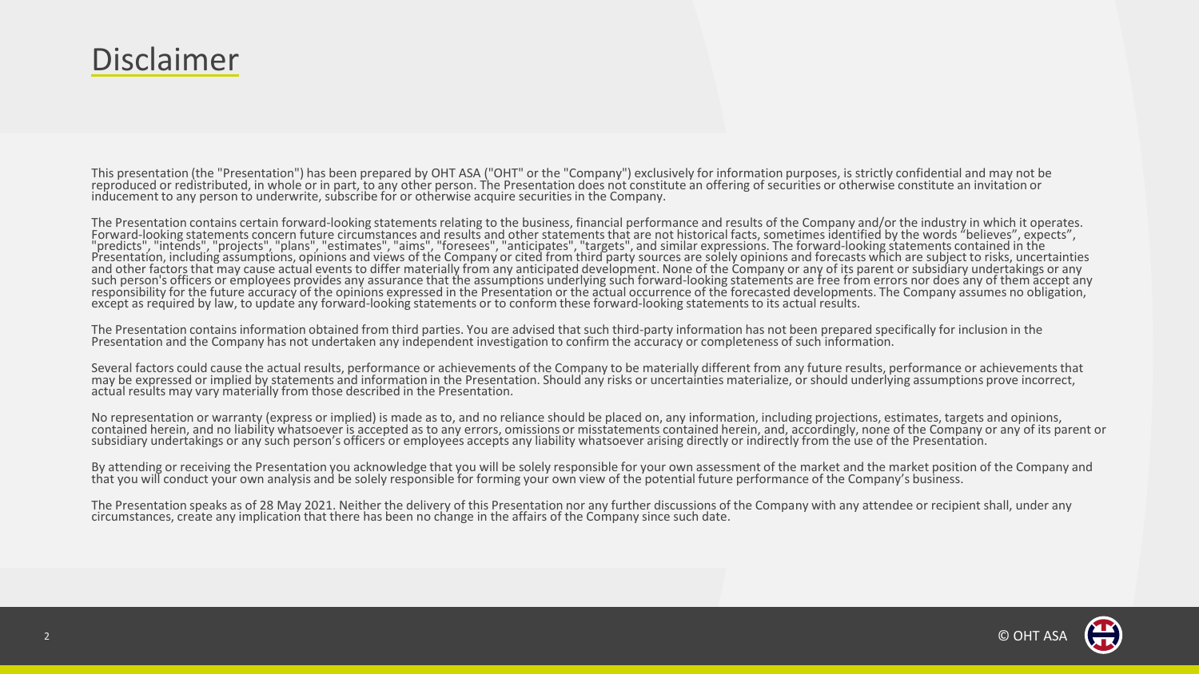# Disclaimer

This presentation (the "Presentation") has been prepared by OHT ASA ("OHT" or the "Company") exclusively for information purposes, is strictly confidential and may not be reproduced or redistributed, in whole or in part, to any other person. The Presentation does not constitute an offering of securities or otherwise constitute an invitation or inducement to any person to underwrite, subscribe for or otherwise acquire securities in the Company.

The Presentation contains certain forward-looking statements relating to the business, financial performance and results of the Company and/or the industry in which it operates. Forward-looking statements concern future circumstances and results and other statements that are not historical facts, sometimes identified by the words "believes", expects", "predicts", "intends", "projects", "plans", "estimates", "aims", "foresees", "anticipates", "targets", and similar expressions. The forward-looking statements contained in the Presentation, including assumptions, opinions and views of the Company or cited from third party sources are solely opinions and forecasts which are subject to risks, uncertainties and other factors that may cause actual events to differ materially from any anticipated development. None of the Company or any of its parent or subsidiary undertakings or any such person's officers or employees provides any assurance that the assumptions underlying such forward-looking statements are free from errors nor does any of them accept any responsibility for the future accuracy of the opinions expressed in the Presentation or the actual occurrence of the forecasted developments. The Company assumes no obligation, except as required by law, to update any forward-looking statements or to conform these forward-looking statements to its actual results.

The Presentation contains information obtained from third parties. You are advised that such third-party information has not been prepared specifically for inclusion in the Presentation and the Company has not undertaken any independent investigation to confirm the accuracy or completeness of such information.

Several factors could cause the actual results, performance or achievements of the Company to be materially different from any future results, performance or achievements that may be expressed or implied by statements and information in the Presentation. Should any risks or uncertainties materialize, or should underlying assumptions prove incorrect, actual results may vary materially from those described in the Presentation.

No representation or warranty (express or implied) is made as to, and no reliance should be placed on, any information, including projections, estimates, targets and opinions, contained herein, and no liability whatsoever is accepted as to any errors, omissions or misstatements contained herein, and, accordingly, none of the Company or any of its parent or subsidiary undertakings or any such person's officers or employees accepts any liability whatsoever arising directly or indirectly from the use of the Presentation.

By attending or receiving the Presentation you acknowledge that you will be solely responsible for your own assessment of the market and the market position of the Company and that you will conduct your own analysis and be solely responsible for forming your own view of the potential future performance of the Company's business.

The Presentation speaks as of 28 May 2021. Neither the delivery of this Presentation nor any further discussions of the Company with any attendee or recipient shall, under any circumstances, create any implication that there has been no change in the affairs of the Company since such date.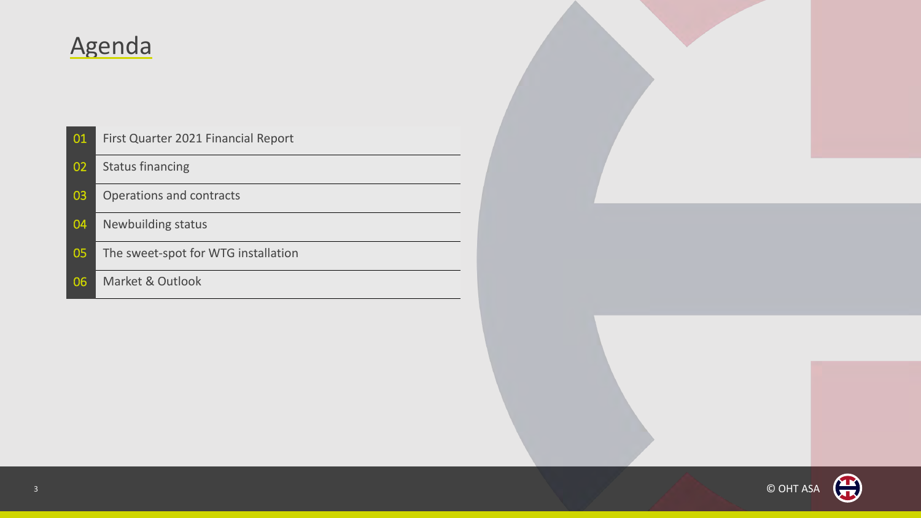# Agenda

| | |
|---|---|
| 01 | First Quarter 2021 Financial Report |
| 02 | Status financing |
| 03 | Operations and contracts |
| 04 | Newbuilding status |
| 05 | The sweet-spot for WTG installation |
| 06 | Market & Outlook |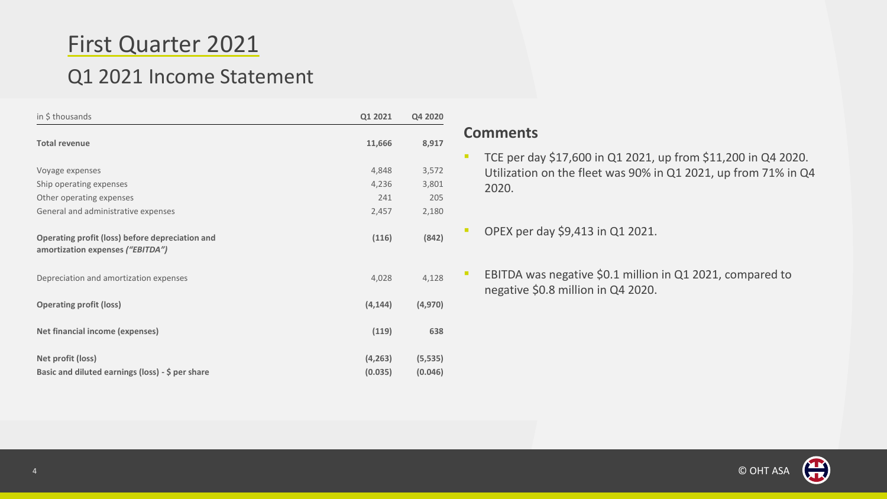# First Quarter 2021

## Q1 2021 Income Statement

| in $ thousands | Q1 2021 | Q4 2020 |
|---|---|---|
| **Total revenue** | **11,666** | **8,917** |
| Voyage expenses | 4,848 | 3,572 |
| Ship operating expenses | 4,236 | 3,801 |
| Other operating expenses | 241 | 205 |
| General and administrative expenses | 2,457 | 2,180 |
| **Operating profit (loss) before depreciation and amortization expenses *("EBITDA")*** | **(116)** | **(842)** |
| Depreciation and amortization expenses | 4,028 | 4,128 |
| **Operating profit (loss)** | **(4,144)** | **(4,970)** |
| **Net financial income (expenses)** | **(119)** | **638** |
| **Net profit (loss)** | **(4,263)** | **(5,535)** |
| **Basic and diluted earnings (loss) - $ per share** | **(0.035)** | **(0.046)** |

### Comments

- TCE per day $17,600 in Q1 2021, up from $11,200 in Q4 2020. Utilization on the fleet was 90% in Q1 2021, up from 71% in Q4 2020.
- OPEX per day $9,413 in Q1 2021.
- EBITDA was negative $0.1 million in Q1 2021, compared to negative $0.8 million in Q4 2020.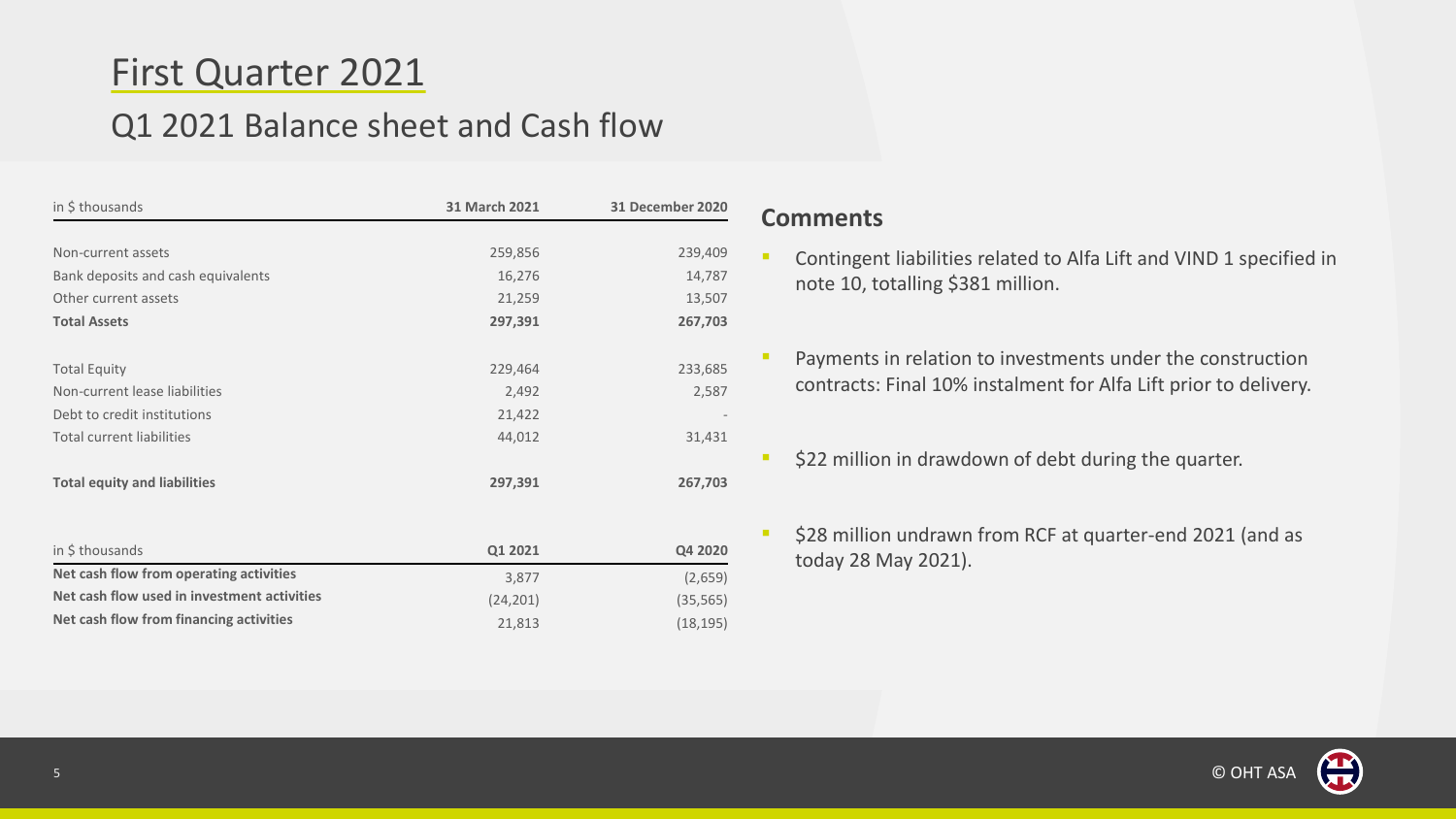# First Quarter 2021

## Q1 2021 Balance sheet and Cash flow

| in $ thousands | 31 March 2021 | 31 December 2020 |
|---|---|---|
| Non-current assets | 259,856 | 239,409 |
| Bank deposits and cash equivalents | 16,276 | 14,787 |
| Other current assets | 21,259 | 13,507 |
| **Total Assets** | **297,391** | **267,703** |
| Total Equity | 229,464 | 233,685 |
| Non-current lease liabilities | 2,492 | 2,587 |
| Debt to credit institutions | 21,422 | - |
| Total current liabilities | 44,012 | 31,431 |
| **Total equity and liabilities** | **297,391** | **267,703** |

| in $ thousands | Q1 2021 | Q4 2020 |
|---|---|---|
| **Net cash flow from operating activities** | 3,877 | (2,659) |
| **Net cash flow used in investment activities** | (24,201) | (35,565) |
| **Net cash flow from financing activities** | 21,813 | (18,195) |

### Comments

- Contingent liabilities related to Alfa Lift and VIND 1 specified in note 10, totalling $381 million.
- Payments in relation to investments under the construction contracts: Final 10% instalment for Alfa Lift prior to delivery.
- $22 million in drawdown of debt during the quarter.
- $28 million undrawn from RCF at quarter-end 2021 (and as today 28 May 2021).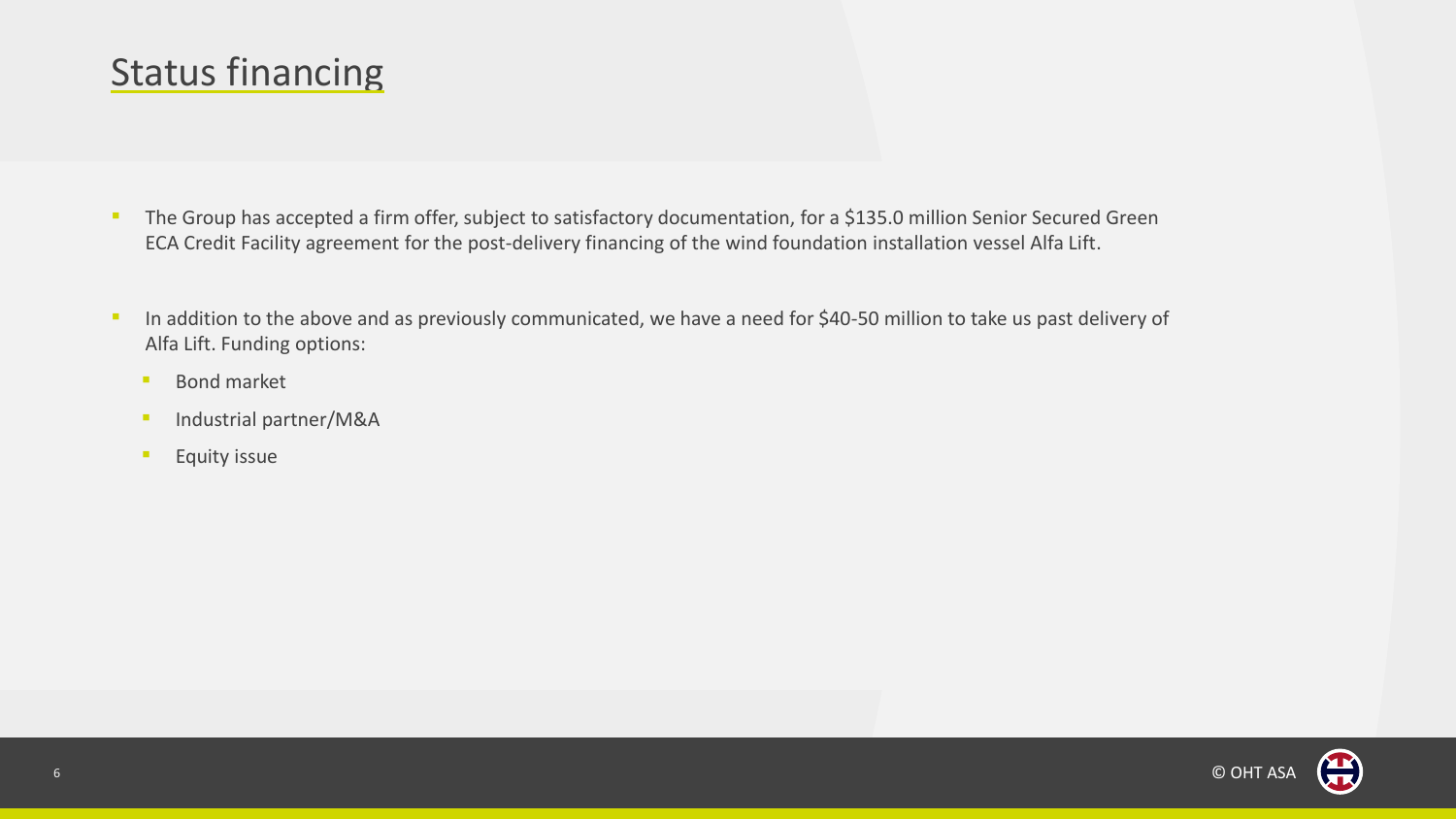# Status financing

- The Group has accepted a firm offer, subject to satisfactory documentation, for a $135.0 million Senior Secured Green ECA Credit Facility agreement for the post-delivery financing of the wind foundation installation vessel Alfa Lift.
- In addition to the above and as previously communicated, we have a need for $40-50 million to take us past delivery of Alfa Lift. Funding options:
  - Bond market
  - Industrial partner/M&A
  - Equity issue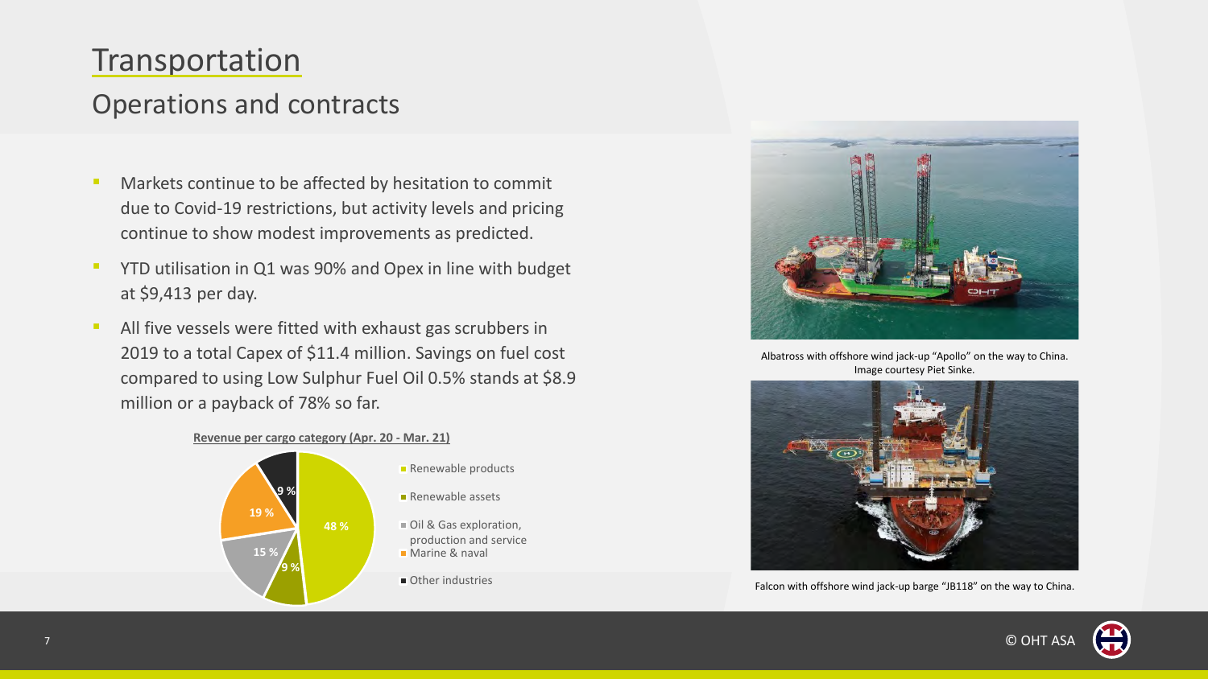# Transportation

## Operations and contracts

- Markets continue to be affected by hesitation to commit due to Covid-19 restrictions, but activity levels and pricing continue to show modest improvements as predicted.
- YTD utilisation in Q1 was 90% and Opex in line with budget at $9,413 per day.
- All five vessels were fitted with exhaust gas scrubbers in 2019 to a total Capex of $11.4 million. Savings on fuel cost compared to using Low Sulphur Fuel Oil 0.5% stands at $8.9 million or a payback of 78% so far.

**Revenue per cargo category (Apr. 20 - Mar. 21)**

| Category | Share |
|---|---|
| Renewable products | 48 % |
| Renewable assets | 9 % |
| Oil & Gas exploration, production and service | 15 % |
| Marine & naval | 19 % |
| Other industries | 9 % |

Albatross with offshore wind jack-up "Apollo" on the way to China. Image courtesy Piet Sinke.

Falcon with offshore wind jack-up barge "JB118" on the way to China.

© OHT ASA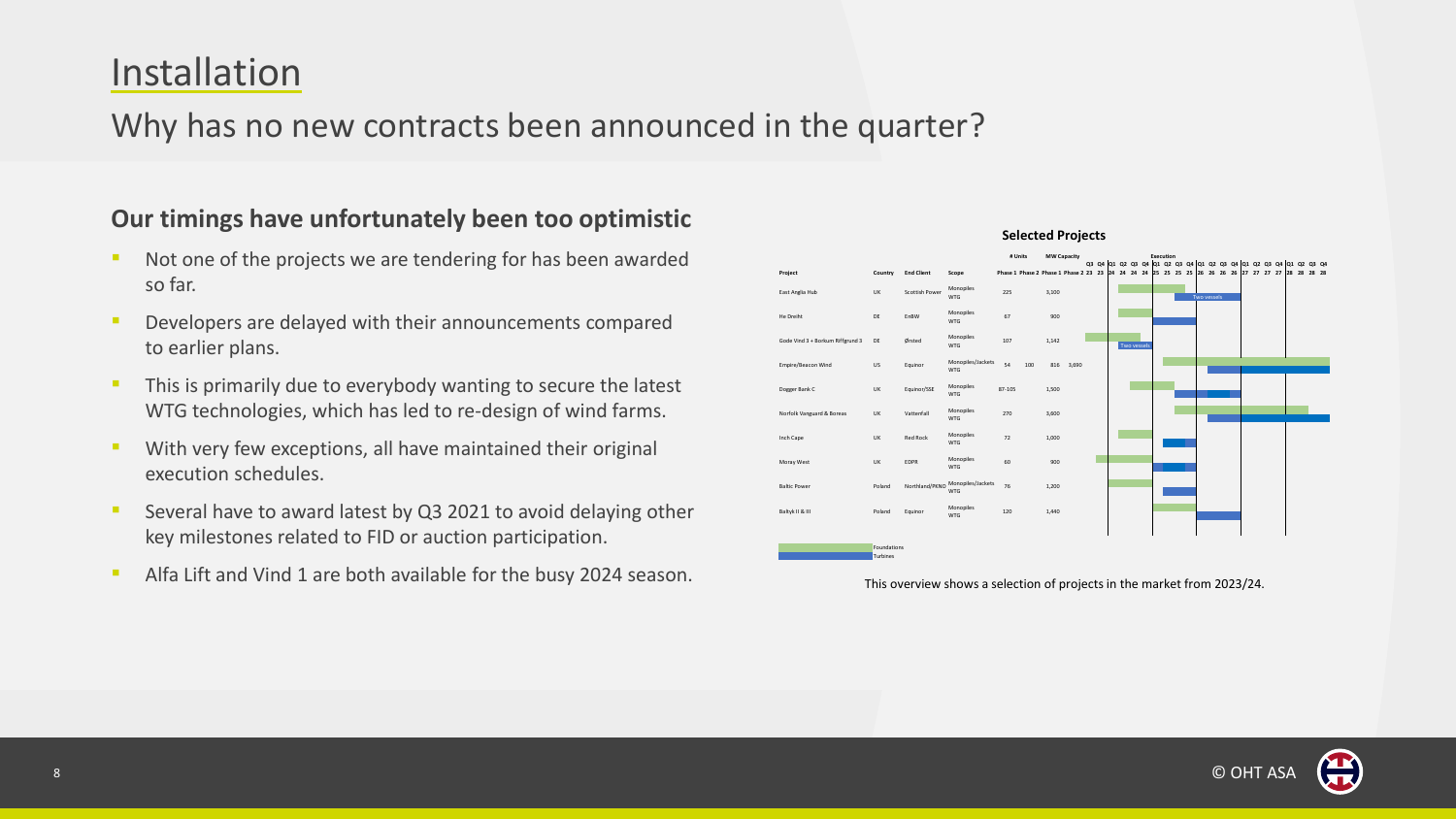# Installation

## Why has no new contracts been announced in the quarter?

**Our timings have unfortunately been too optimistic**

- Not one of the projects we are tendering for has been awarded so far.
- Developers are delayed with their announcements compared to earlier plans.
- This is primarily due to everybody wanting to secure the latest WTG technologies, which has led to re-design of wind farms.
- With very few exceptions, all have maintained their original execution schedules.
- Several have to award latest by Q3 2021 to avoid delaying other key milestones related to FID or auction participation.
- Alfa Lift and Vind 1 are both available for the busy 2024 season.

**Selected Projects**

| Project | Country | End Client | Scope | # Units Phase 1 | # Units Phase 2 | MW Capacity Phase 1 | MW Capacity Phase 2 |
|---|---|---|---|---|---|---|---|
| East Anglia Hub | UK | Scottish Power | Monopiles WTG | 225 | | 3,100 | |
| He Dreiht | DE | EnBW | Monopiles WTG | 67 | | 900 | |
| Gode Vind 3 + Borkum Riffgrund 3 | DE | Ørsted | Monopiles WTG | 107 | | 1,142 | |
| Empire/Beacon Wind | US | Equinor | Monopiles/Jackets WTG | 54 | 100 | 816 | 3,690 |
| Dogger Bank C | UK | Equinor/SSE | Monopiles WTG | 87-105 | | 1,500 | |
| Norfolk Vanguard & Boreas | UK | Vattenfall | Monopiles WTG | 270 | | 3,600 | |
| Inch Cape | UK | Red Rock | Monopiles WTG | 72 | | 1,000 | |
| Moray West | UK | EDPR | Monopiles WTG | 60 | | 900 | |
| Baltic Power | Poland | Northland/PKNO | Monopiles/Jackets WTG | 76 | | 1,200 | |
| Baltyk II & III | Poland | Equinor | Monopiles WTG | 120 | | 1,440 | |

Execution timeline: Q3 23 – Q4 28 (Foundations / Turbines). Annotations: "Two vessels" (East Anglia Hub, Gode Vind 3 + Borkum Riffgrund 3).

This overview shows a selection of projects in the market from 2023/24.

© OHT ASA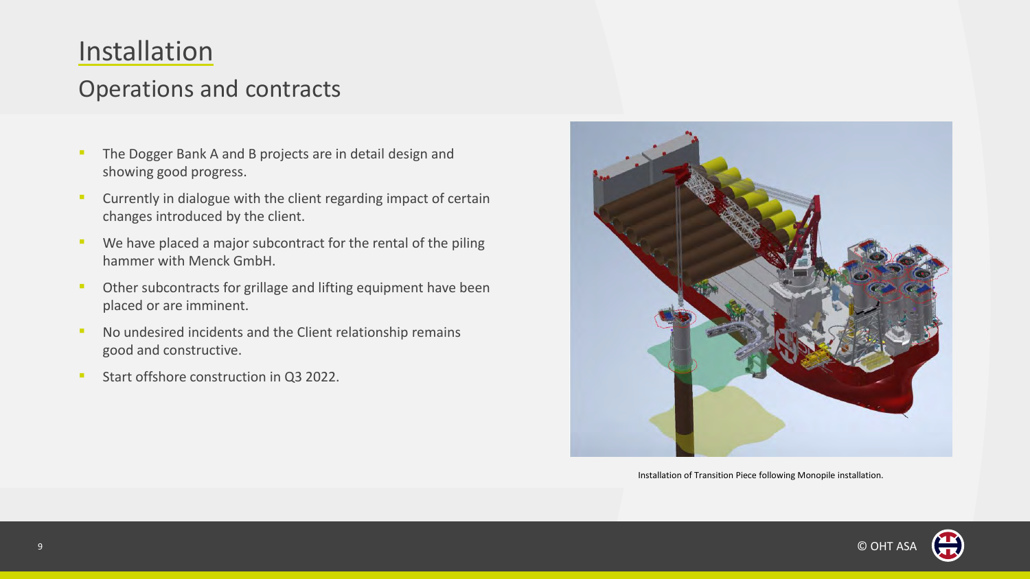# Installation

## Operations and contracts

- The Dogger Bank A and B projects are in detail design and showing good progress.
- Currently in dialogue with the client regarding impact of certain changes introduced by the client.
- We have placed a major subcontract for the rental of the piling hammer with Menck GmbH.
- Other subcontracts for grillage and lifting equipment have been placed or are imminent.
- No undesired incidents and the Client relationship remains good and constructive.
- Start offshore construction in Q3 2022.

Installation of Transition Piece following Monopile installation.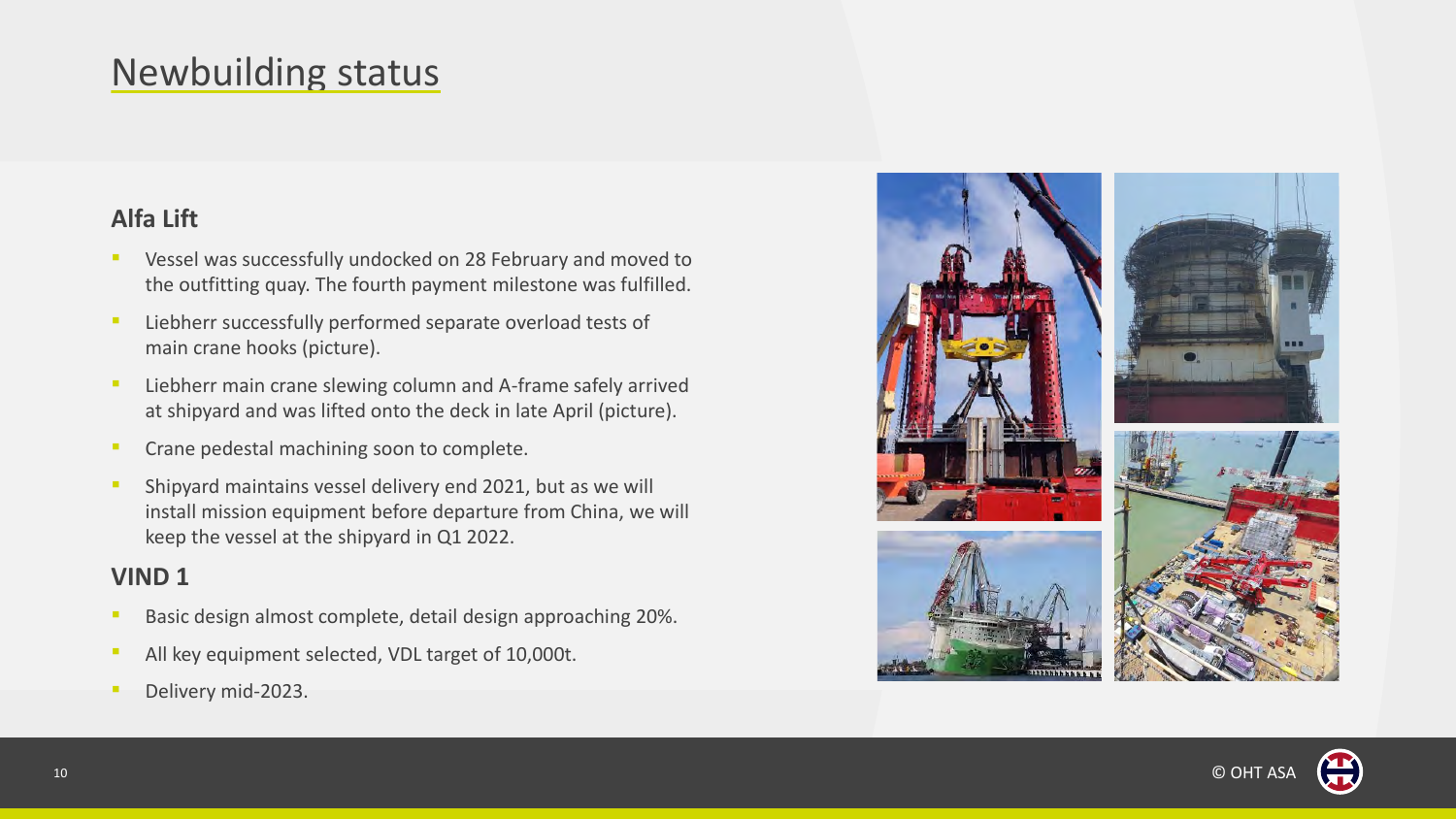# Newbuilding status

## Alfa Lift

- Vessel was successfully undocked on 28 February and moved to the outfitting quay. The fourth payment milestone was fulfilled.
- Liebherr successfully performed separate overload tests of main crane hooks (picture).
- Liebherr main crane slewing column and A-frame safely arrived at shipyard and was lifted onto the deck in late April (picture).
- Crane pedestal machining soon to complete.
- Shipyard maintains vessel delivery end 2021, but as we will install mission equipment before departure from China, we will keep the vessel at the shipyard in Q1 2022.

## VIND 1

- Basic design almost complete, detail design approaching 20%.
- All key equipment selected, VDL target of 10,000t.
- Delivery mid-2023.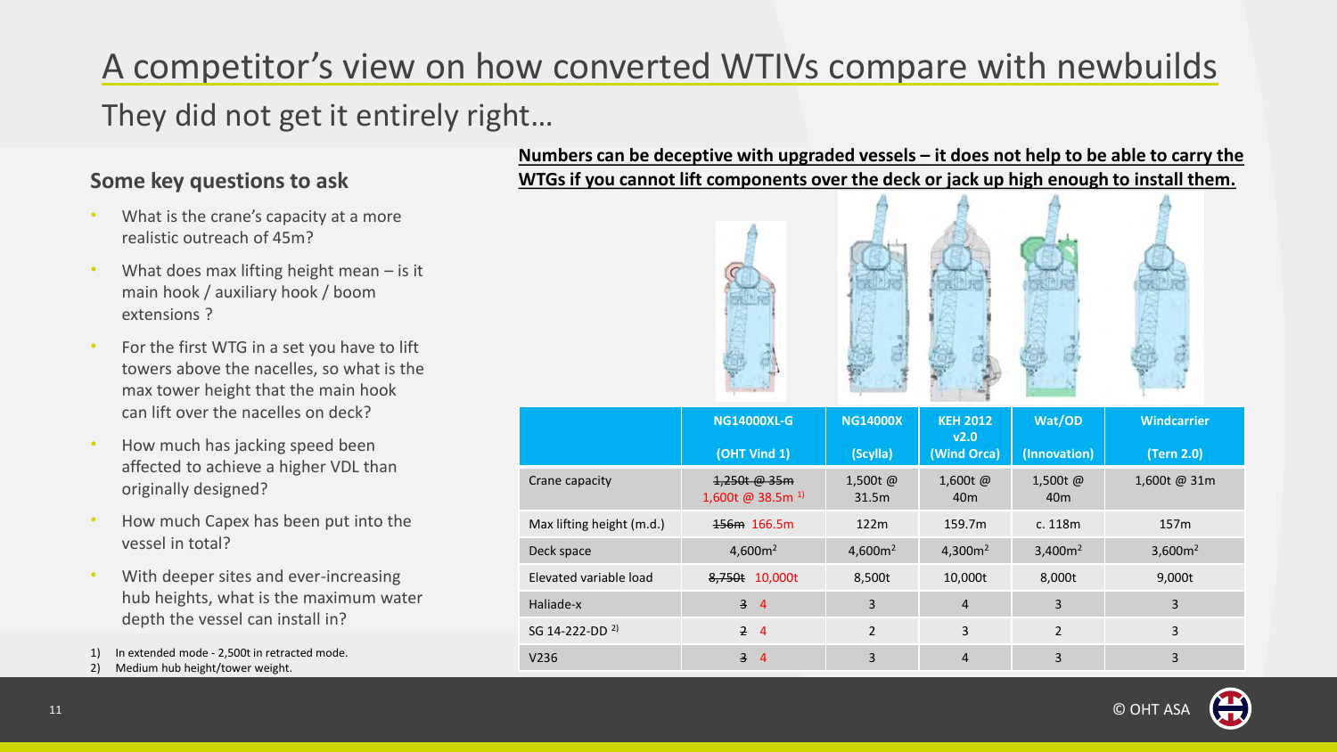# A competitor's view on how converted WTIVs compare with newbuilds

## They did not get it entirely right…

### Some key questions to ask

- What is the crane's capacity at a more realistic outreach of 45m?
- What does max lifting height mean – is it main hook / auxiliary hook / boom extensions ?
- For the first WTG in a set you have to lift towers above the nacelles, so what is the max tower height that the main hook can lift over the nacelles on deck?
- How much has jacking speed been affected to achieve a higher VDL than originally designed?
- How much Capex has been put into the vessel in total?
- With deeper sites and ever-increasing hub heights, what is the maximum water depth the vessel can install in?

1) In extended mode - 2,500t in retracted mode.
2) Medium hub height/tower weight.

**Numbers can be deceptive with upgraded vessels – it does not help to be able to carry the WTGs if you cannot lift components over the deck or jack up high enough to install them.**

| | NG14000XL-G (OHT Vind 1) | NG14000X (Scylla) | KEH 2012 v2.0 (Wind Orca) | Wat/OD (Innovation) | Windcarrier (Tern 2.0) |
|---|---|---|---|---|---|
| Crane capacity | ~~1,250t @ 35m~~ 1,600t @ 38.5m [1] | 1,500t @ 31.5m | 1,600t @ 40m | 1,500t @ 40m | 1,600t @ 31m |
| Max lifting height (m.d.) | ~~156m~~ 166.5m | 122m | 159.7m | c. 118m | 157m |
| Deck space | 4,600m² | 4,600m² | 4,300m² | 3,400m² | 3,600m² |
| Elevated variable load | ~~8,750t~~ 10,000t | 8,500t | 10,000t | 8,000t | 9,000t |
| Haliade-x | ~~3~~ 4 | 3 | 4 | 3 | 3 |
| SG 14-222-DD [2] | ~~2~~ 4 | 2 | 3 | 2 | 3 |
| V236 | ~~3~~ 4 | 3 | 4 | 3 | 3 |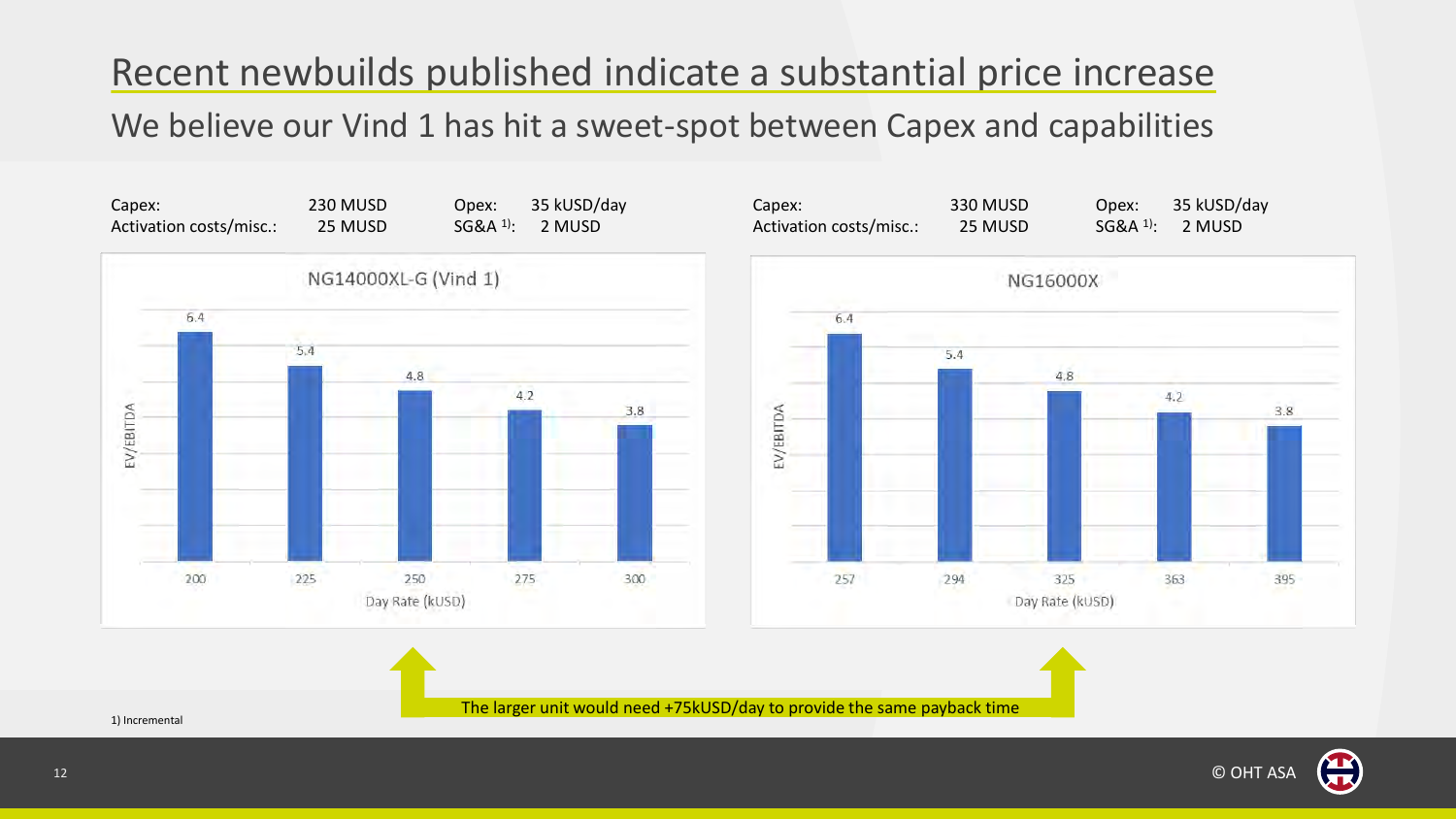# Recent newbuilds published indicate a substantial price increase

## We believe our Vind 1 has hit a sweet-spot between Capex and capabilities

| Capex: | 230 MUSD | Opex: | 35 kUSD/day |
|---|---|---|---|
| Activation costs/misc.: | 25 MUSD | SG&A [1]: | 2 MUSD |

**NG14000XL-G (Vind 1)**

| Day Rate (kUSD) | 200 | 225 | 250 | 275 | 300 |
|---|---|---|---|---|---|
| EV/EBITDA | 6.4 | 5.4 | 4.8 | 4.2 | 3.8 |

| Capex: | 330 MUSD | Opex: | 35 kUSD/day |
|---|---|---|---|
| Activation costs/misc.: | 25 MUSD | SG&A [1]: | 2 MUSD |

**NG16000X**

| Day Rate (kUSD) | 257 | 294 | 325 | 363 | 395 |
|---|---|---|---|---|---|
| EV/EBITDA | 6.4 | 5.4 | 4.8 | 4.2 | 3.8 |

The larger unit would need +75kUSD/day to provide the same payback time

1) Incremental

© OHT ASA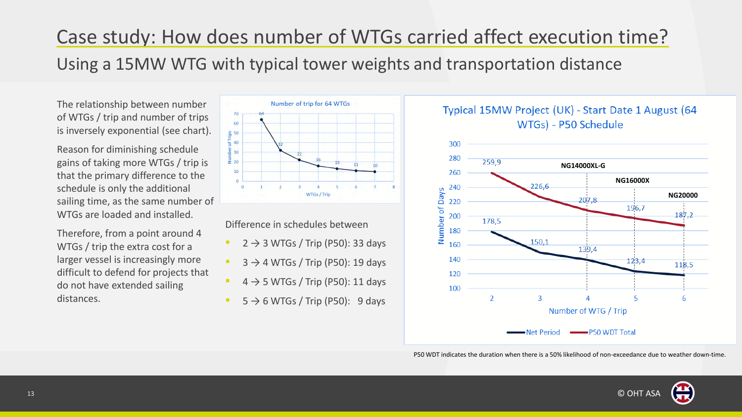# Case study: How does number of WTGs carried affect execution time?

## Using a 15MW WTG with typical tower weights and transportation distance

The relationship between number of WTGs / trip and number of trips is inversely exponential (see chart).

Reason for diminishing schedule gains of taking more WTGs / trip is that the primary difference to the schedule is only the additional sailing time, as the same number of WTGs are loaded and installed.

Therefore, from a point around 4 WTGs / trip the extra cost for a larger vessel is increasingly more difficult to defend for projects that do not have extended sailing distances.

**Number of trip for 64 WTGs**

| WTGs / Trip | Number of Trips |
|---|---|
| 1 | 64 |
| 2 | 32 |
| 3 | 22 |
| 4 | 16 |
| 5 | 13 |
| 6 | 11 |
| 7 | 10 |

Difference in schedules between

- 2 → 3 WTGs / Trip (P50): 33 days
- 3 → 4 WTGs / Trip (P50): 19 days
- 4 → 5 WTGs / Trip (P50): 11 days
- 5 → 6 WTGs / Trip (P50): 9 days

**Typical 15MW Project (UK) - Start Date 1 August (64 WTGs) - P50 Schedule**

| Number of WTG / Trip | Net Period (days) | P50 WDT Total (days) | Vessel |
|---|---|---|---|
| 2 | 178,5 | 259,9 | |
| 3 | 150,1 | 226,6 | |
| 4 | 139,4 | 207,8 | NG14000XL-G |
| 5 | 123,4 | 196,7 | NG16000X |
| 6 | 118,5 | 187,2 | NG20000 |

P50 WDT indicates the duration when there is a 50% likelihood of non-exceedance due to weather down-time.

© OHT ASA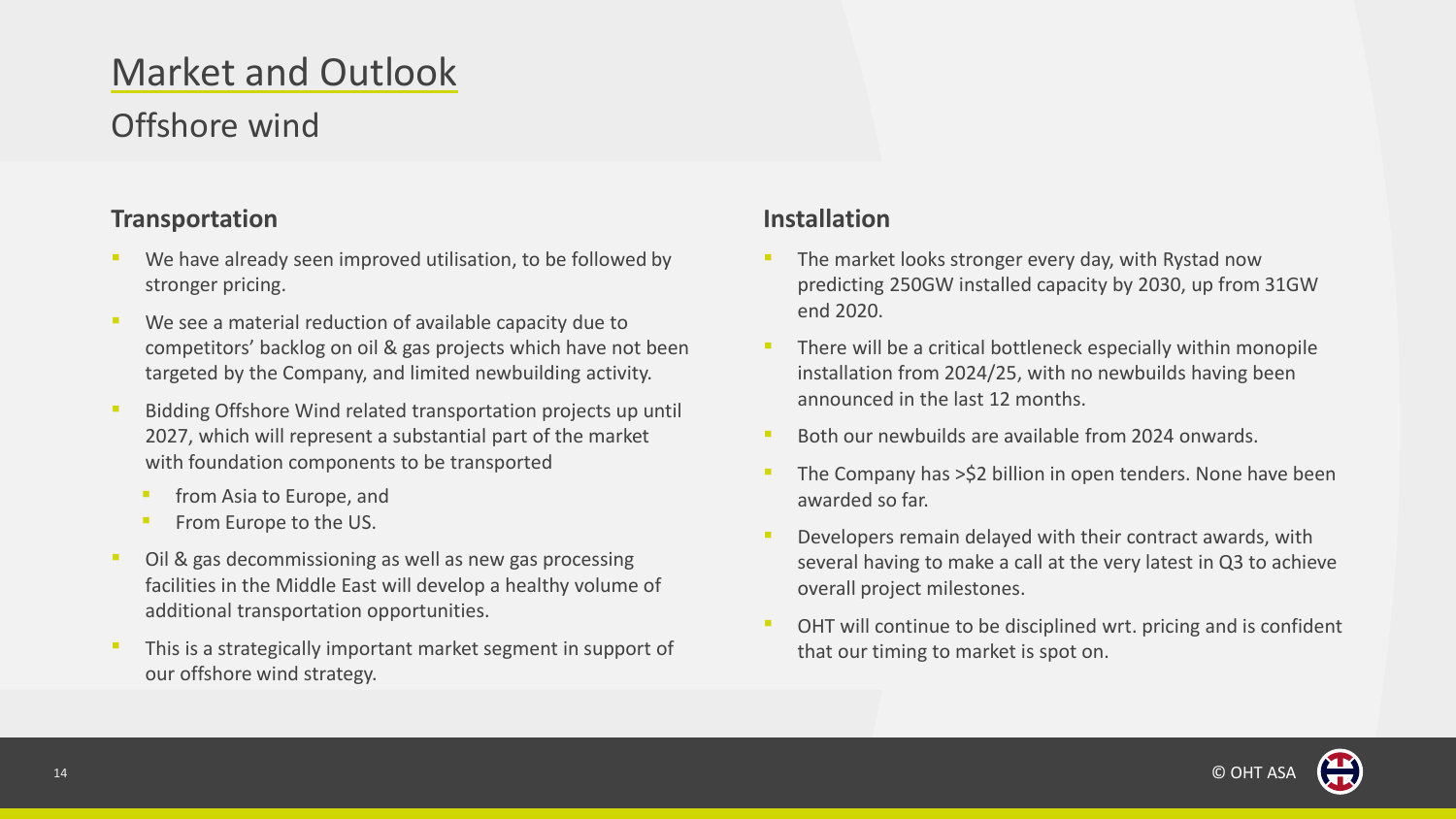# Market and Outlook

## Offshore wind

### Transportation

- We have already seen improved utilisation, to be followed by stronger pricing.
- We see a material reduction of available capacity due to competitors' backlog on oil & gas projects which have not been targeted by the Company, and limited newbuilding activity.
- Bidding Offshore Wind related transportation projects up until 2027, which will represent a substantial part of the market with foundation components to be transported
  - from Asia to Europe, and
  - From Europe to the US.
- Oil & gas decommissioning as well as new gas processing facilities in the Middle East will develop a healthy volume of additional transportation opportunities.
- This is a strategically important market segment in support of our offshore wind strategy.

### Installation

- The market looks stronger every day, with Rystad now predicting 250GW installed capacity by 2030, up from 31GW end 2020.
- There will be a critical bottleneck especially within monopile installation from 2024/25, with no newbuilds having been announced in the last 12 months.
- Both our newbuilds are available from 2024 onwards.
- The Company has >$2 billion in open tenders. None have been awarded so far.
- Developers remain delayed with their contract awards, with several having to make a call at the very latest in Q3 to achieve overall project milestones.
- OHT will continue to be disciplined wrt. pricing and is confident that our timing to market is spot on.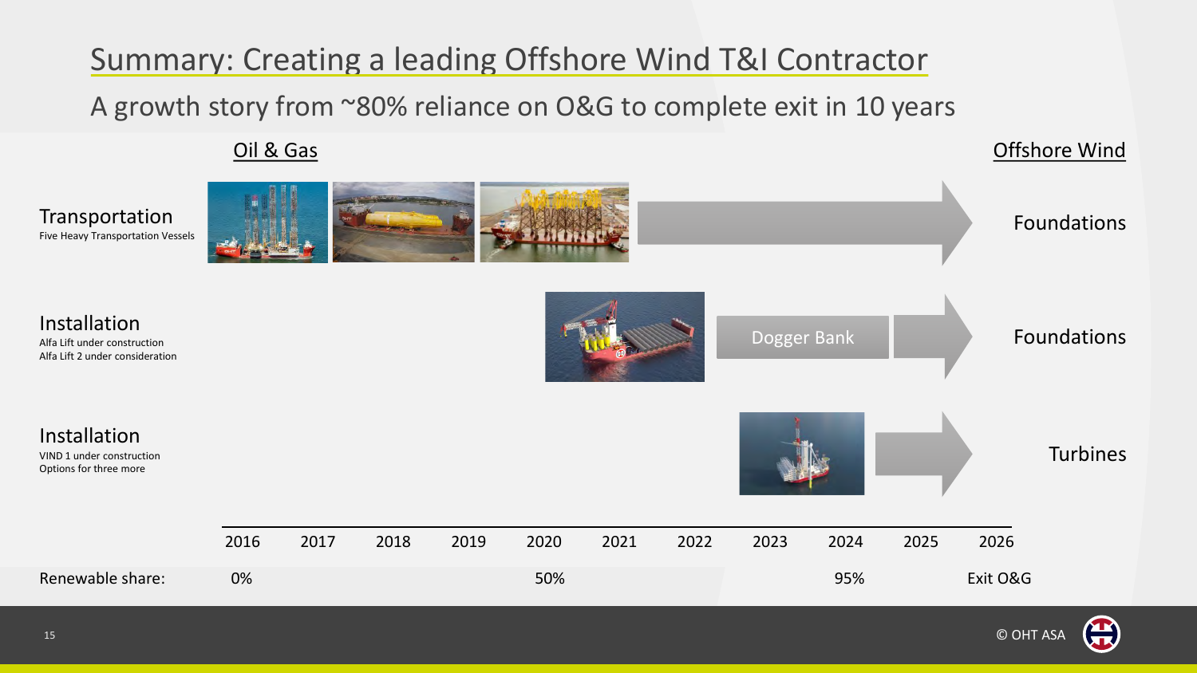# Summary: Creating a leading Offshore Wind T&I Contractor

## A growth story from ~80% reliance on O&G to complete exit in 10 years

Oil & Gas → Offshore Wind

**Transportation**
Five Heavy Transportation Vessels
→ Foundations

**Installation**
Alfa Lift under construction
Alfa Lift 2 under consideration
Dogger Bank → Foundations

**Installation**
VIND 1 under construction
Options for three more
→ Turbines

| | 2016 | 2017 | 2018 | 2019 | 2020 | 2021 | 2022 | 2023 | 2024 | 2025 | 2026 |
|---|---|---|---|---|---|---|---|---|---|---|---|
| Renewable share: | 0% | | | | 50% | | | | 95% | | Exit O&G |

© OHT ASA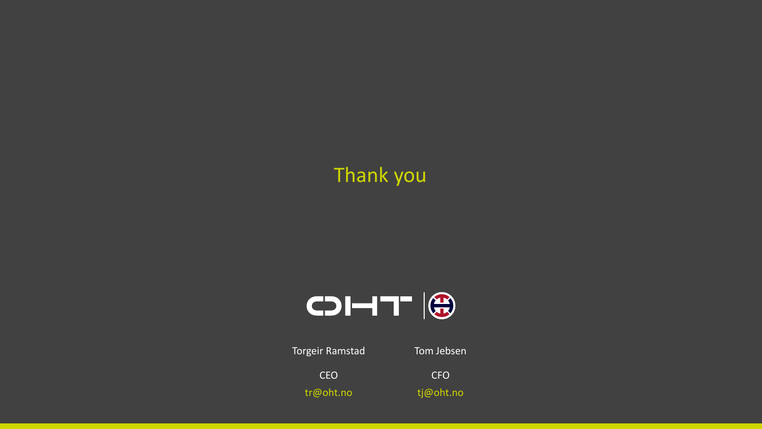# Thank you

OHT

| | |
|---|---|
| Torgeir Ramstad | Tom Jebsen |
| CEO | CFO |
| tr@oht.no | tj@oht.no |